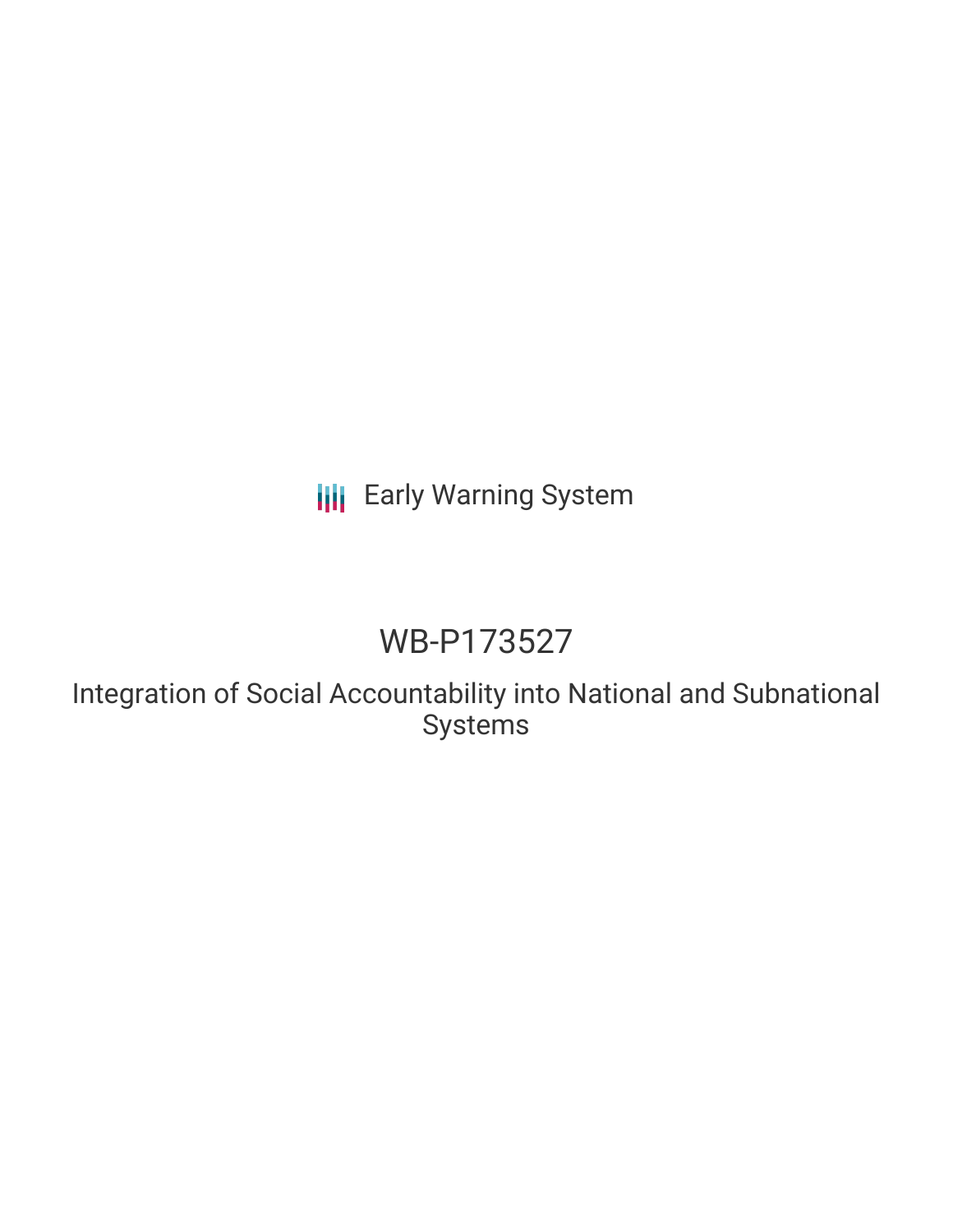Early Warning System

# WB-P173527

## Integration of Social Accountability into National and Subnational Systems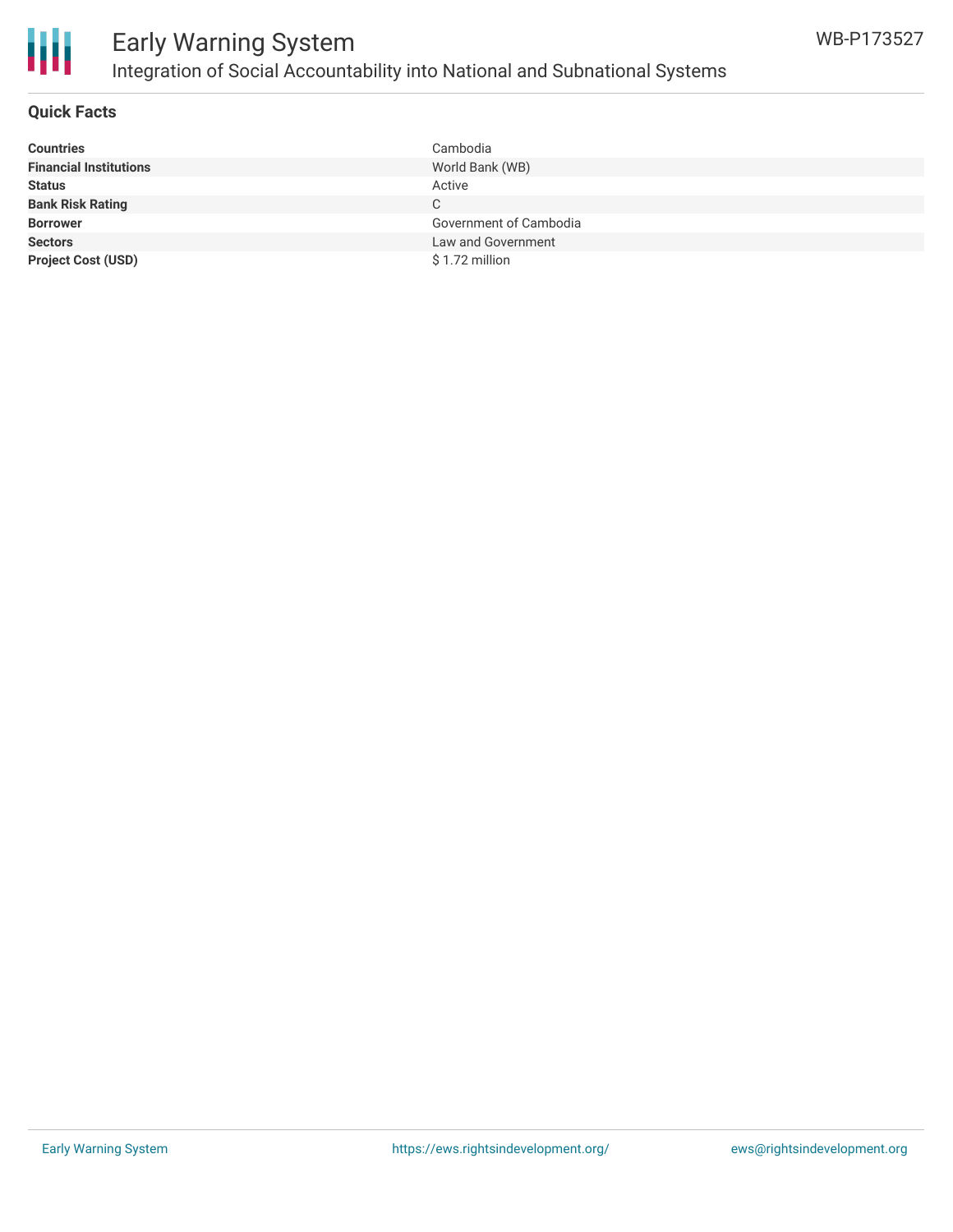## Quick Facts

| | |
|---|---|
| **Countries** | Cambodia |
| **Financial Institutions** | World Bank (WB) |
| **Status** | Active |
| **Bank Risk Rating** | C |
| **Borrower** | Government of Cambodia |
| **Sectors** | Law and Government |
| **Project Cost (USD)** | $ 1.72 million |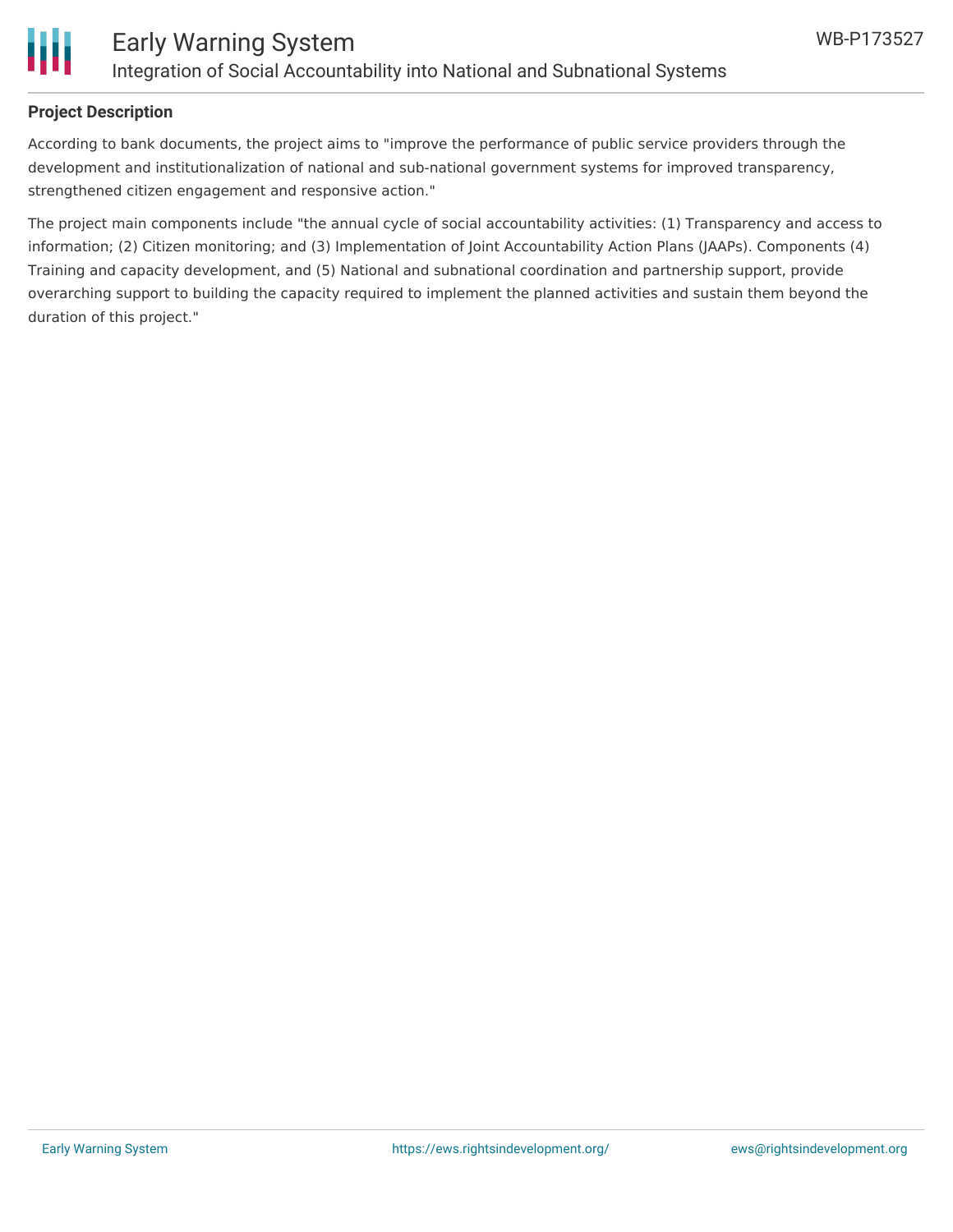## Project Description

According to bank documents, the project aims to "improve the performance of public service providers through the development and institutionalization of national and sub-national government systems for improved transparency, strengthened citizen engagement and responsive action."

The project main components include "the annual cycle of social accountability activities: (1) Transparency and access to information; (2) Citizen monitoring; and (3) Implementation of Joint Accountability Action Plans (JAAPs). Components (4) Training and capacity development, and (5) National and subnational coordination and partnership support, provide overarching support to building the capacity required to implement the planned activities and sustain them beyond the duration of this project."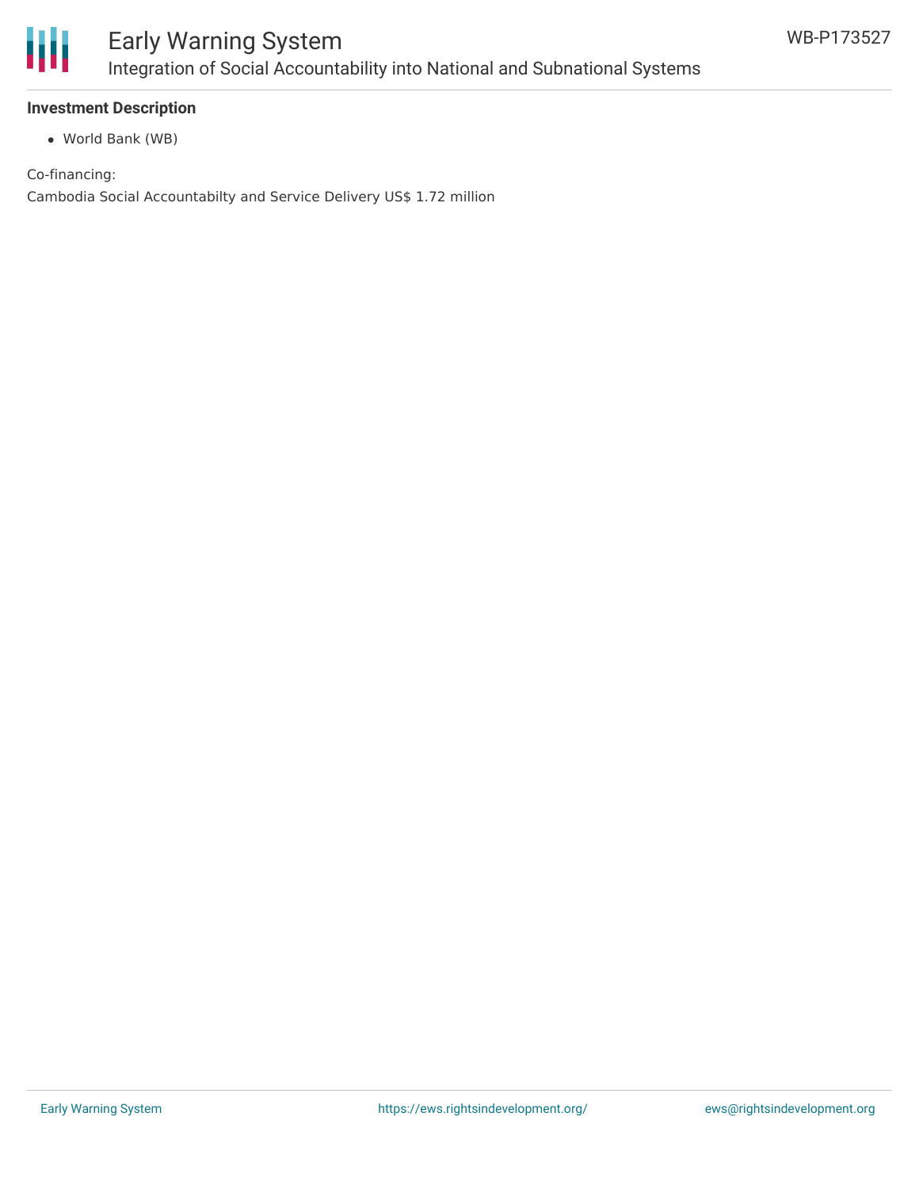### Investment Description

- World Bank (WB)

Co-financing:

Cambodia Social Accountabilty and Service Delivery US$ 1.72 million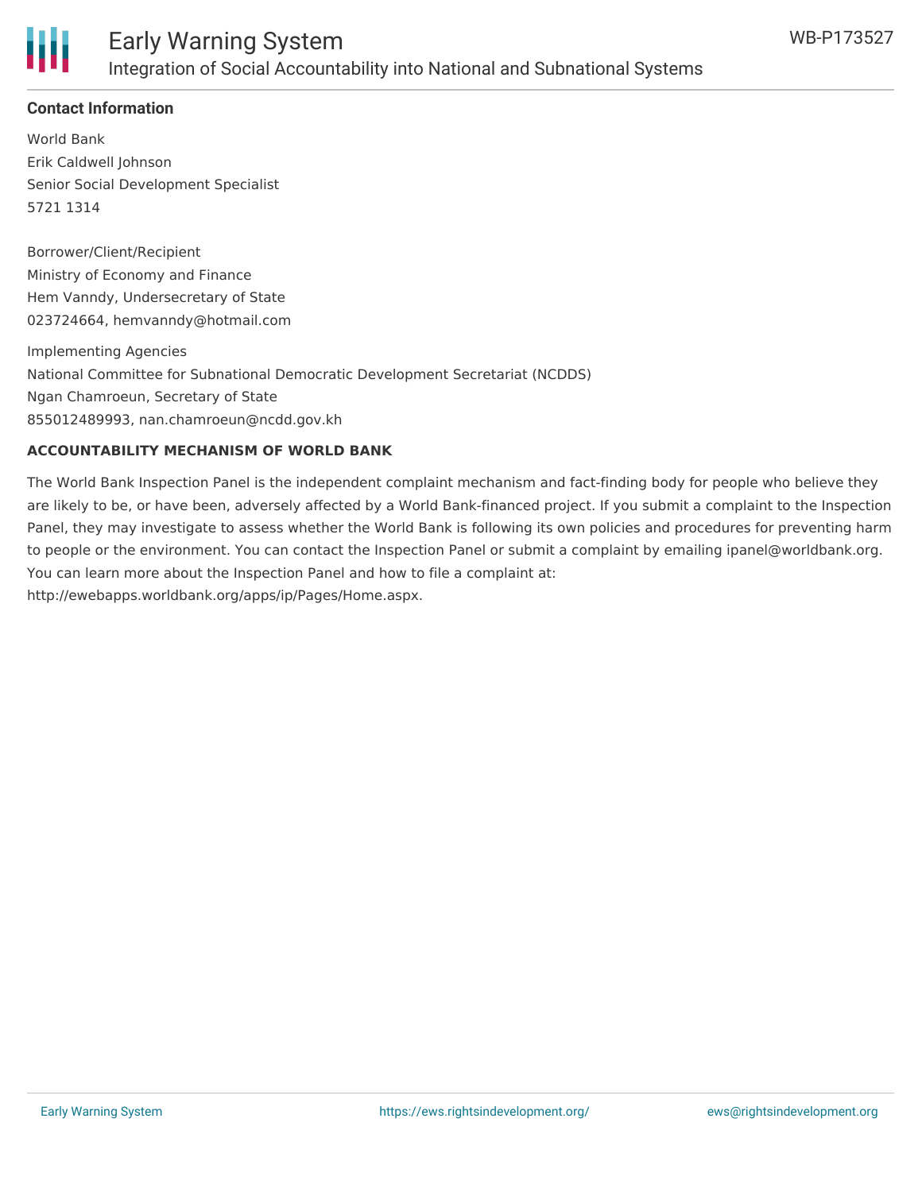### Contact Information

World Bank
Erik Caldwell Johnson
Senior Social Development Specialist
5721 1314

Borrower/Client/Recipient
Ministry of Economy and Finance
Hem Vanndy, Undersecretary of State
023724664, hemvanndy@hotmail.com

Implementing Agencies
National Committee for Subnational Democratic Development Secretariat (NCDDS)
Ngan Chamroeun, Secretary of State
855012489993, nan.chamroeun@ncdd.gov.kh

**ACCOUNTABILITY MECHANISM OF WORLD BANK**

The World Bank Inspection Panel is the independent complaint mechanism and fact-finding body for people who believe they are likely to be, or have been, adversely affected by a World Bank-financed project. If you submit a complaint to the Inspection Panel, they may investigate to assess whether the World Bank is following its own policies and procedures for preventing harm to people or the environment. You can contact the Inspection Panel or submit a complaint by emailing ipanel@worldbank.org. You can learn more about the Inspection Panel and how to file a complaint at: http://ewebapps.worldbank.org/apps/ip/Pages/Home.aspx.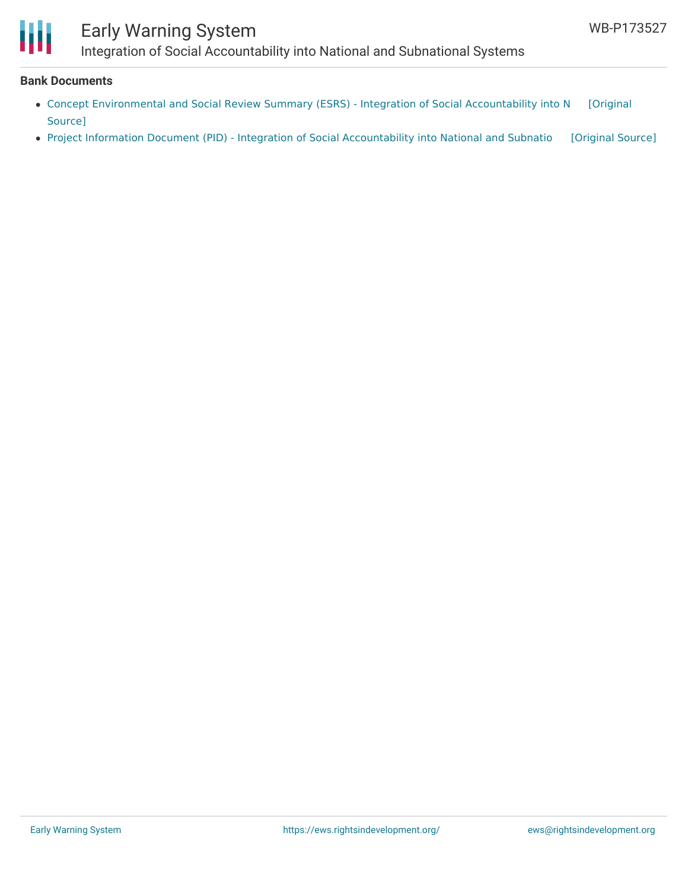**Bank Documents**

- Concept Environmental and Social Review Summary (ESRS) - Integration of Social Accountability into N [Original Source]
- Project Information Document (PID) - Integration of Social Accountability into National and Subnatio [Original Source]